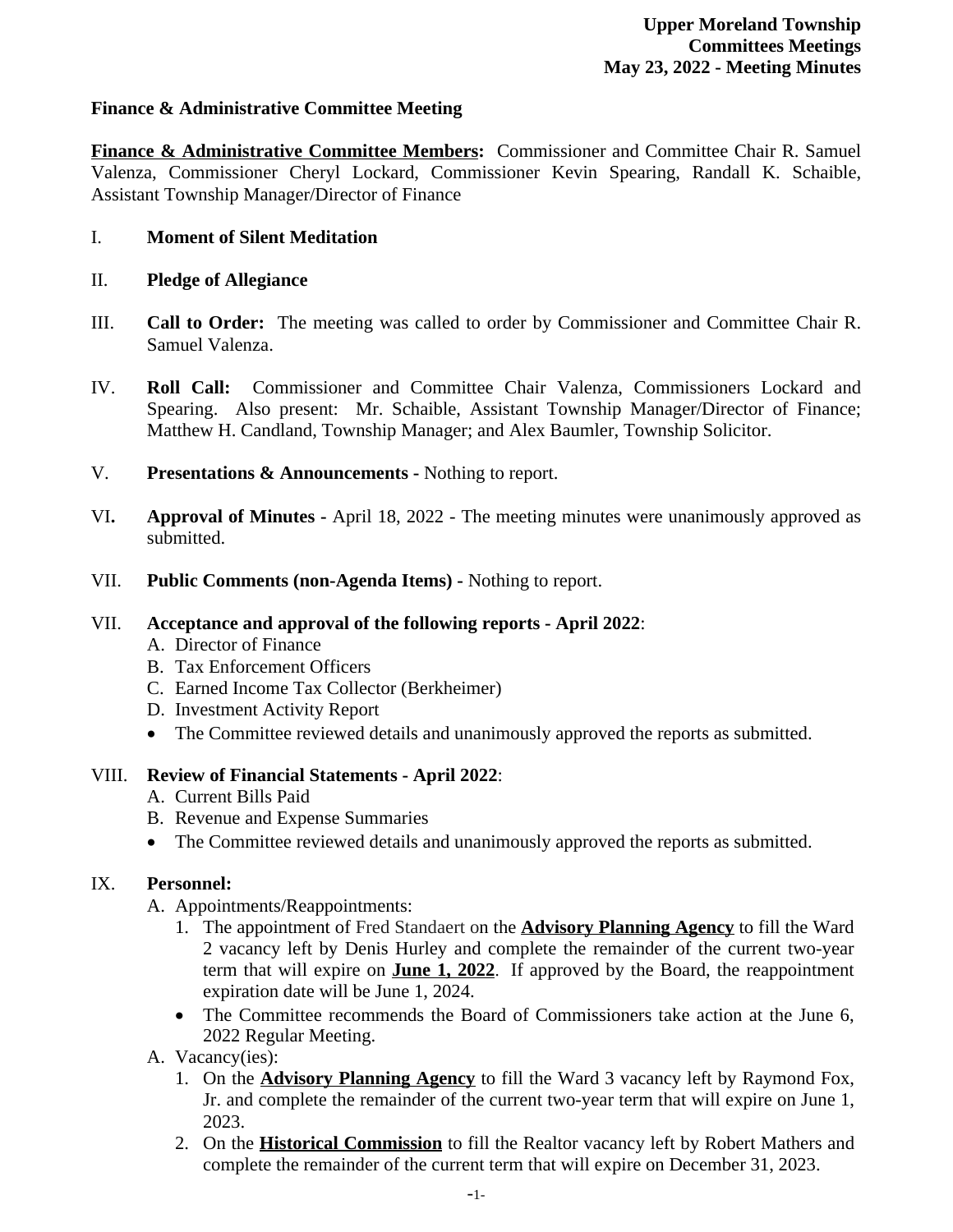**Upper Moreland Township**
**Committees Meetings**
**May 23, 2022 - Meeting Minutes**

## Finance & Administrative Committee Meeting

**Finance & Administrative Committee Members:** Commissioner and Committee Chair R. Samuel Valenza, Commissioner Cheryl Lockard, Commissioner Kevin Spearing, Randall K. Schaible, Assistant Township Manager/Director of Finance

I. **Moment of Silent Meditation**

II. **Pledge of Allegiance**

III. **Call to Order:** The meeting was called to order by Commissioner and Committee Chair R. Samuel Valenza.

IV. **Roll Call:** Commissioner and Committee Chair Valenza, Commissioners Lockard and Spearing. Also present: Mr. Schaible, Assistant Township Manager/Director of Finance; Matthew H. Candland, Township Manager; and Alex Baumler, Township Solicitor.

V. **Presentations & Announcements -** Nothing to report.

VI**.** **Approval of Minutes -** April 18, 2022 - The meeting minutes were unanimously approved as submitted.

VII. **Public Comments (non-Agenda Items) -** Nothing to report.

VII. **Acceptance and approval of the following reports - April 2022**:
- A. Director of Finance
- B. Tax Enforcement Officers
- C. Earned Income Tax Collector (Berkheimer)
- D. Investment Activity Report
- The Committee reviewed details and unanimously approved the reports as submitted.

VIII. **Review of Financial Statements - April 2022**:
- A. Current Bills Paid
- B. Revenue and Expense Summaries
- The Committee reviewed details and unanimously approved the reports as submitted.

IX. **Personnel:**
- A. Appointments/Reappointments:
  1. The appointment of Fred Standaert on the **Advisory Planning Agency** to fill the Ward 2 vacancy left by Denis Hurley and complete the remainder of the current two-year term that will expire on **June 1, 2022**. If approved by the Board, the reappointment expiration date will be June 1, 2024.
  - The Committee recommends the Board of Commissioners take action at the June 6, 2022 Regular Meeting.
- A. Vacancy(ies):
  1. On the **Advisory Planning Agency** to fill the Ward 3 vacancy left by Raymond Fox, Jr. and complete the remainder of the current two-year term that will expire on June 1, 2023.
  2. On the **Historical Commission** to fill the Realtor vacancy left by Robert Mathers and complete the remainder of the current term that will expire on December 31, 2023.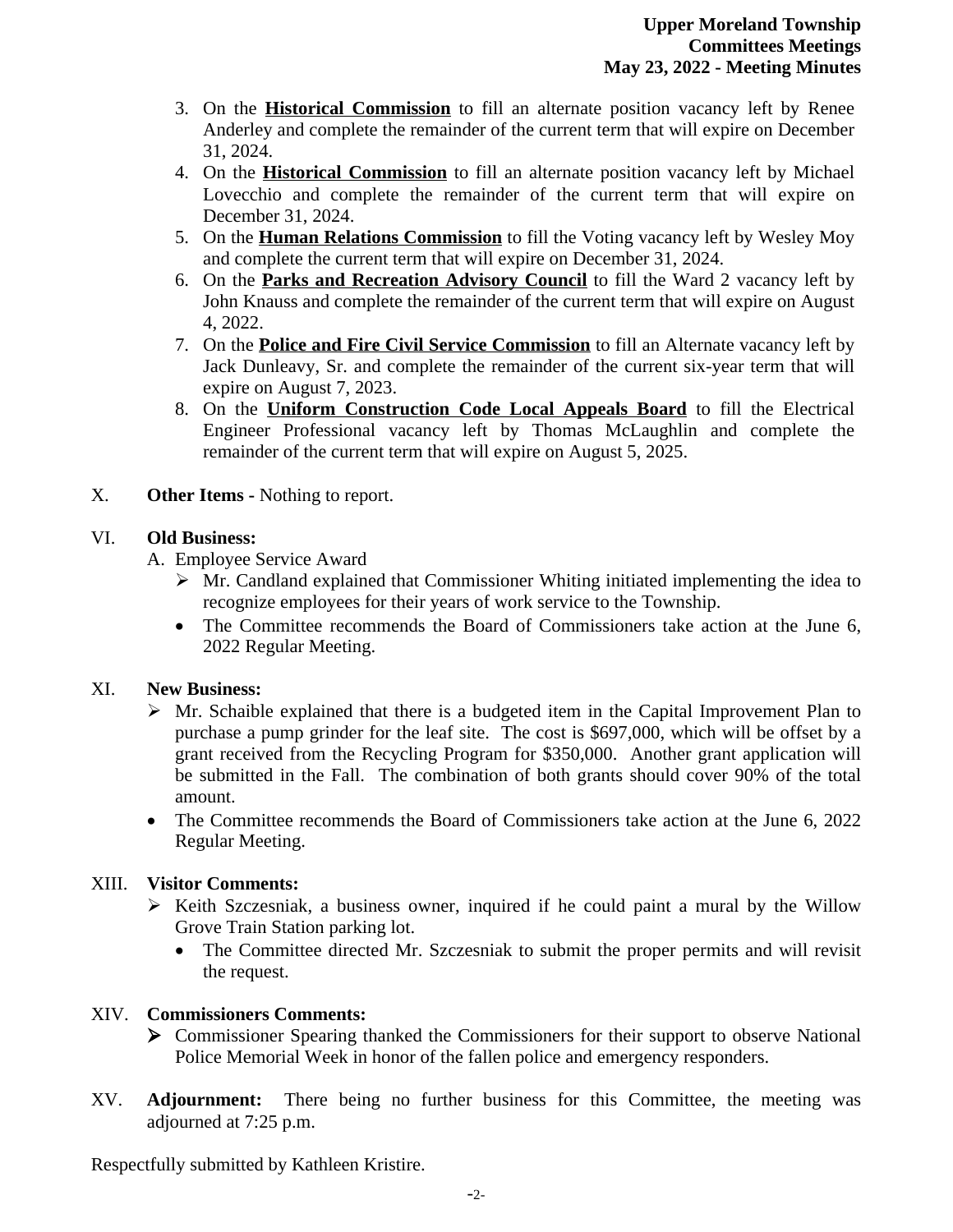3. On the **<u>Historical Commission</u>** to fill an alternate position vacancy left by Renee Anderley and complete the remainder of the current term that will expire on December 31, 2024.
4. On the **<u>Historical Commission</u>** to fill an alternate position vacancy left by Michael Lovecchio and complete the remainder of the current term that will expire on December 31, 2024.
5. On the **<u>Human Relations Commission</u>** to fill the Voting vacancy left by Wesley Moy and complete the current term that will expire on December 31, 2024.
6. On the **<u>Parks and Recreation Advisory Council</u>** to fill the Ward 2 vacancy left by John Knauss and complete the remainder of the current term that will expire on August 4, 2022.
7. On the **<u>Police and Fire Civil Service Commission</u>** to fill an Alternate vacancy left by Jack Dunleavy, Sr. and complete the remainder of the current six-year term that will expire on August 7, 2023.
8. On the **<u>Uniform Construction Code Local Appeals Board</u>** to fill the Electrical Engineer Professional vacancy left by Thomas McLaughlin and complete the remainder of the current term that will expire on August 5, 2025.

X. **Other Items -** Nothing to report.

VI. **Old Business:**

A. Employee Service Award

- Mr. Candland explained that Commissioner Whiting initiated implementing the idea to recognize employees for their years of work service to the Township.
- The Committee recommends the Board of Commissioners take action at the June 6, 2022 Regular Meeting.

XI. **New Business:**

- Mr. Schaible explained that there is a budgeted item in the Capital Improvement Plan to purchase a pump grinder for the leaf site. The cost is $697,000, which will be offset by a grant received from the Recycling Program for $350,000. Another grant application will be submitted in the Fall. The combination of both grants should cover 90% of the total amount.
- The Committee recommends the Board of Commissioners take action at the June 6, 2022 Regular Meeting.

XIII. **Visitor Comments:**

- Keith Szczesniak, a business owner, inquired if he could paint a mural by the Willow Grove Train Station parking lot.
  - The Committee directed Mr. Szczesniak to submit the proper permits and will revisit the request.

XIV. **Commissioners Comments:**

- Commissioner Spearing thanked the Commissioners for their support to observe National Police Memorial Week in honor of the fallen police and emergency responders.

XV. **Adjournment:** There being no further business for this Committee, the meeting was adjourned at 7:25 p.m.

Respectfully submitted by Kathleen Kristire.